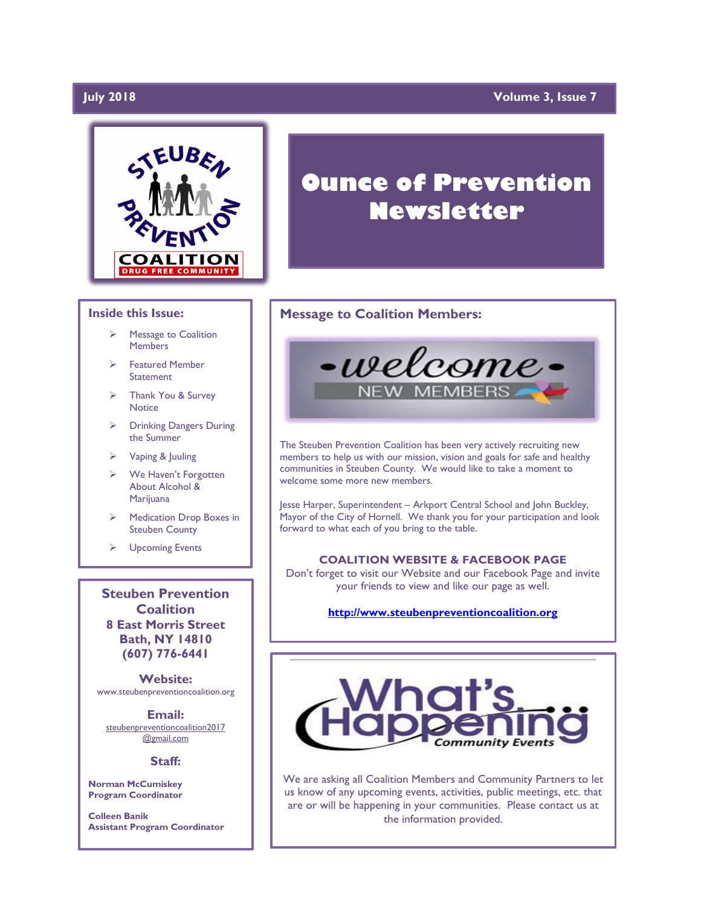July 2018 Volume 3, Issue 7

# Ounce of Prevention Newsletter

STEUBEN PREVENTION COALITION
DRUG FREE COMMUNITY

## Message to Coalition Members:

welcome NEW MEMBERS

The Steuben Prevention Coalition has been very actively recruiting new members to help us with our mission, vision and goals for safe and healthy communities in Steuben County. We would like to take a moment to welcome some more new members.

Jesse Harper, Superintendent – Arkport Central School and John Buckley, Mayor of the City of Hornell. We thank you for your participation and look forward to what each of you bring to the table.

**COALITION WEBSITE & FACEBOOK PAGE**

Don't forget to visit our Website and our Facebook Page and invite your friends to view and like our page as well.

**http://www.steubenpreventioncoalition.org**

What's Happening Community Events

We are asking all Coalition Members and Community Partners to let us know of any upcoming events, activities, public meetings, etc. that are or will be happening in your communities. Please contact us at the information provided.

## Inside this Issue:

- Message to Coalition Members
- Featured Member Statement
- Thank You & Survey Notice
- Drinking Dangers During the Summer
- Vaping & Juuling
- We Haven't Forgotten About Alcohol & Marijuana
- Medication Drop Boxes in Steuben County
- Upcoming Events

**Steuben Prevention Coalition**
**8 East Morris Street**
**Bath, NY 14810**
**(607) 776-6441**

**Website:**
www.steubenpreventioncoalition.org

**Email:**
steubenpreventioncoalition2017@gmail.com

**Staff:**

**Norman McCumiskey**
**Program Coordinator**

**Colleen Banik**
**Assistant Program Coordinator**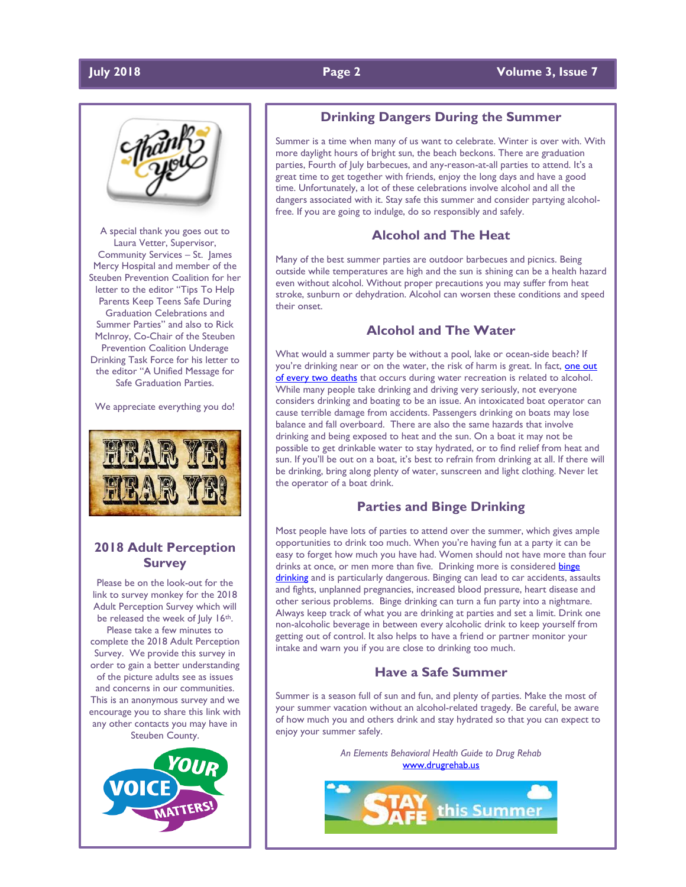A special thank you goes out to Laura Vetter, Supervisor, Community Services – St. James Mercy Hospital and member of the Steuben Prevention Coalition for her letter to the editor "Tips To Help Parents Keep Teens Safe During Graduation Celebrations and Summer Parties" and also to Rick McInroy, Co-Chair of the Steuben Prevention Coalition Underage Drinking Task Force for his letter to the editor "A Unified Message for Safe Graduation Parties.

We appreciate everything you do!

## 2018 Adult Perception Survey

Please be on the look-out for the link to survey monkey for the 2018 Adult Perception Survey which will be released the week of July 16th. Please take a few minutes to complete the 2018 Adult Perception Survey. We provide this survey in order to gain a better understanding of the picture adults see as issues and concerns in our communities. This is an anonymous survey and we encourage you to share this link with any other contacts you may have in Steuben County.

## Drinking Dangers During the Summer

Summer is a time when many of us want to celebrate. Winter is over with. With more daylight hours of bright sun, the beach beckons. There are graduation parties, Fourth of July barbecues, and any-reason-at-all parties to attend. It's a great time to get together with friends, enjoy the long days and have a good time. Unfortunately, a lot of these celebrations involve alcohol and all the dangers associated with it. Stay safe this summer and consider partying alcohol-free. If you are going to indulge, do so responsibly and safely.

### Alcohol and The Heat

Many of the best summer parties are outdoor barbecues and picnics. Being outside while temperatures are high and the sun is shining can be a health hazard even without alcohol. Without proper precautions you may suffer from heat stroke, sunburn or dehydration. Alcohol can worsen these conditions and speed their onset.

### Alcohol and The Water

What would a summer party be without a pool, lake or ocean-side beach? If you're drinking near or on the water, the risk of harm is great. In fact, one out of every two deaths that occurs during water recreation is related to alcohol. While many people take drinking and driving very seriously, not everyone considers drinking and boating to be an issue. An intoxicated boat operator can cause terrible damage from accidents. Passengers drinking on boats may lose balance and fall overboard. There are also the same hazards that involve drinking and being exposed to heat and the sun. On a boat it may not be possible to get drinkable water to stay hydrated, or to find relief from heat and sun. If you'll be out on a boat, it's best to refrain from drinking at all. If there will be drinking, bring along plenty of water, sunscreen and light clothing. Never let the operator of a boat drink.

### Parties and Binge Drinking

Most people have lots of parties to attend over the summer, which gives ample opportunities to drink too much. When you're having fun at a party it can be easy to forget how much you have had. Women should not have more than four drinks at once, or men more than five. Drinking more is considered binge drinking and is particularly dangerous. Binging can lead to car accidents, assaults and fights, unplanned pregnancies, increased blood pressure, heart disease and other serious problems. Binge drinking can turn a fun party into a nightmare. Always keep track of what you are drinking at parties and set a limit. Drink one non-alcoholic beverage in between every alcoholic drink to keep yourself from getting out of control. It also helps to have a friend or partner monitor your intake and warn you if you are close to drinking too much.

### Have a Safe Summer

Summer is a season full of sun and fun, and plenty of parties. Make the most of your summer vacation without an alcohol-related tragedy. Be careful, be aware of how much you and others drink and stay hydrated so that you can expect to enjoy your summer safely.

*An Elements Behavioral Health Guide to Drug Rehab*
www.drugrehab.us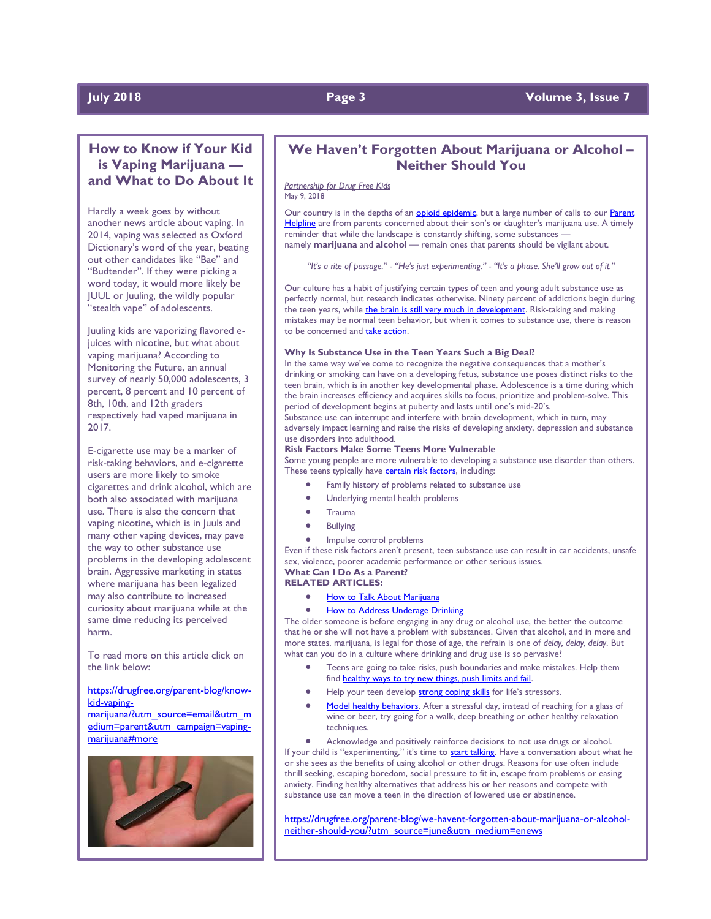## How to Know if Your Kid is Vaping Marijuana — and What to Do About It

Hardly a week goes by without another news article about vaping. In 2014, vaping was selected as Oxford Dictionary's word of the year, beating out other candidates like "Bae" and "Budtender". If they were picking a word today, it would more likely be JUUL or Juuling, the wildly popular "stealth vape" of adolescents.

Juuling kids are vaporizing flavored e-juices with nicotine, but what about vaping marijuana? According to Monitoring the Future, an annual survey of nearly 50,000 adolescents, 3 percent, 8 percent and 10 percent of 8th, 10th, and 12th graders respectively had vaped marijuana in 2017.

E-cigarette use may be a marker of risk-taking behaviors, and e-cigarette users are more likely to smoke cigarettes and drink alcohol, which are both also associated with marijuana use. There is also the concern that vaping nicotine, which is in Juuls and many other vaping devices, may pave the way to other substance use problems in the developing adolescent brain. Aggressive marketing in states where marijuana has been legalized may also contribute to increased curiosity about marijuana while at the same time reducing its perceived harm.

To read more on this article click on the link below:

https://drugfree.org/parent-blog/know-kid-vaping-marijuana/?utm_source=email&utm_medium=parent&utm_campaign=vaping-marijuana#more

## We Haven't Forgotten About Marijuana or Alcohol – Neither Should You

*Partnership for Drug Free Kids*
May 9, 2018

Our country is in the depths of an opioid epidemic, but a large number of calls to our Parent Helpline are from parents concerned about their son's or daughter's marijuana use. A timely reminder that while the landscape is constantly shifting, some substances — namely **marijuana** and **alcohol** — remain ones that parents should be vigilant about.

*"It's a rite of passage." - "He's just experimenting." - "It's a phase. She'll grow out of it."*

Our culture has a habit of justifying certain types of teen and young adult substance use as perfectly normal, but research indicates otherwise. Ninety percent of addictions begin during the teen years, while the brain is still very much in development. Risk-taking and making mistakes may be normal teen behavior, but when it comes to substance use, there is reason to be concerned and take action.

**Why Is Substance Use in the Teen Years Such a Big Deal?**

In the same way we've come to recognize the negative consequences that a mother's drinking or smoking can have on a developing fetus, substance use poses distinct risks to the teen brain, which is in another key developmental phase. Adolescence is a time during which the brain increases efficiency and acquires skills to focus, prioritize and problem-solve. This period of development begins at puberty and lasts until one's mid-20's.

Substance use can interrupt and interfere with brain development, which in turn, may adversely impact learning and raise the risks of developing anxiety, depression and substance use disorders into adulthood.

**Risk Factors Make Some Teens More Vulnerable**

Some young people are more vulnerable to developing a substance use disorder than others. These teens typically have certain risk factors, including:

- Family history of problems related to substance use
- Underlying mental health problems
- Trauma
- Bullying
- Impulse control problems

Even if these risk factors aren't present, teen substance use can result in car accidents, unsafe sex, violence, poorer academic performance or other serious issues.

**What Can I Do As a Parent?**

**RELATED ARTICLES:**

- How to Talk About Marijuana
- How to Address Underage Drinking

The older someone is before engaging in any drug or alcohol use, the better the outcome that he or she will not have a problem with substances. Given that alcohol, and in more and more states, marijuana, is legal for those of age, the refrain is one of *delay, delay, delay*. But what can you do in a culture where drinking and drug use is so pervasive?

- Teens are going to take risks, push boundaries and make mistakes. Help them find healthy ways to try new things, push limits and fail.
- Help your teen develop strong coping skills for life's stressors.
- Model healthy behaviors. After a stressful day, instead of reaching for a glass of wine or beer, try going for a walk, deep breathing or other healthy relaxation techniques.
- Acknowledge and positively reinforce decisions to not use drugs or alcohol.

If your child is "experimenting," it's time to start talking. Have a conversation about what he or she sees as the benefits of using alcohol or other drugs. Reasons for use often include thrill seeking, escaping boredom, social pressure to fit in, escape from problems or easing anxiety. Finding healthy alternatives that address his or her reasons and compete with substance use can move a teen in the direction of lowered use or abstinence.

https://drugfree.org/parent-blog/we-havent-forgotten-about-marijuana-or-alcohol-neither-should-you/?utm_source=june&utm_medium=enews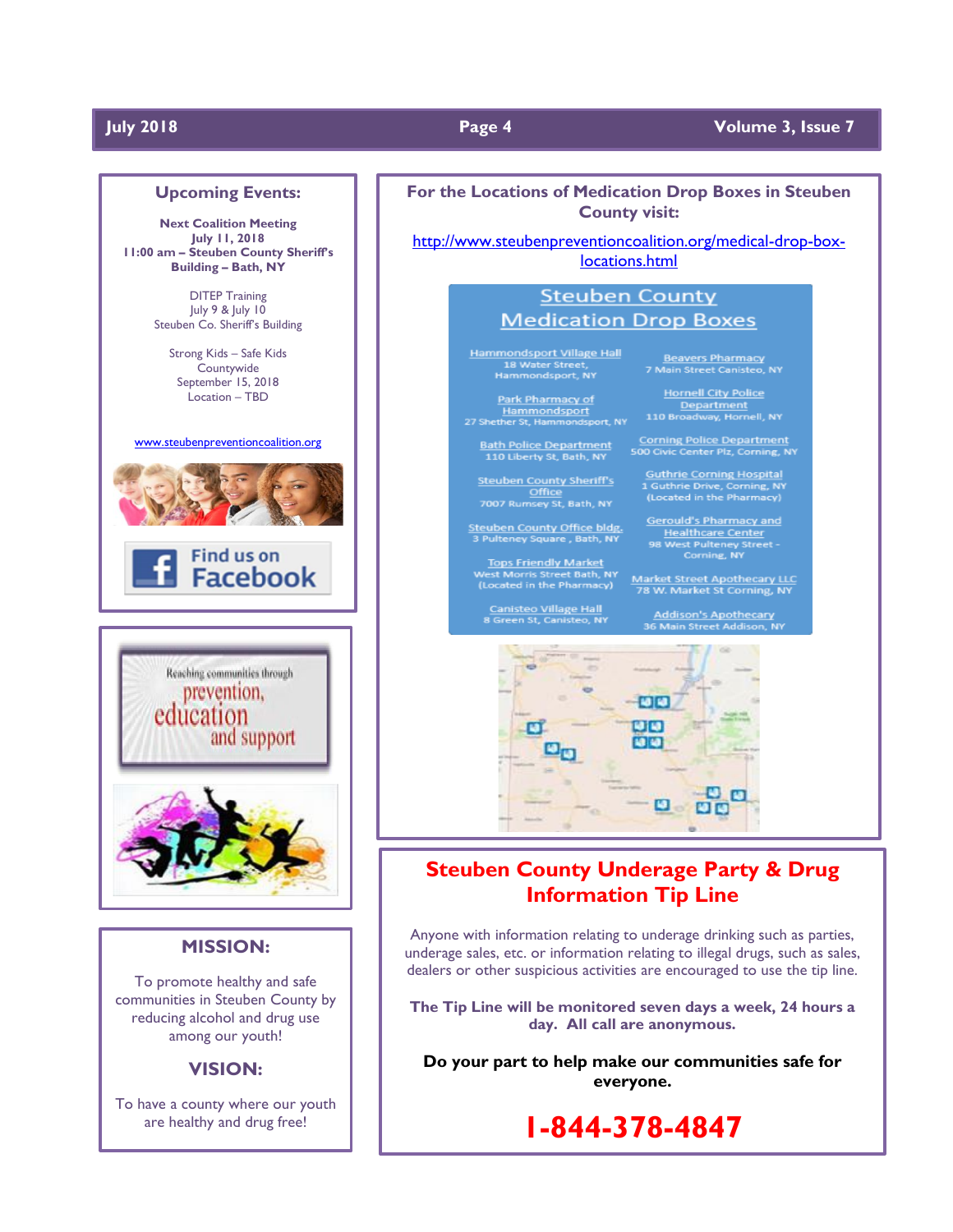## Upcoming Events:

**Next Coalition Meeting**
**July 11, 2018**
**11:00 am – Steuben County Sheriff's Building – Bath, NY**

DITEP Training
July 9 & July 10
Steuben Co. Sheriff's Building

Strong Kids – Safe Kids Countywide
September 15, 2018
Location – TBD

www.steubenpreventioncoalition.org

Find us on Facebook

Reaching communities through prevention, education and support

## MISSION:

To promote healthy and safe communities in Steuben County by reducing alcohol and drug use among our youth!

## VISION:

To have a county where our youth are healthy and drug free!

## For the Locations of Medication Drop Boxes in Steuben County visit:

http://www.steubenpreventioncoalition.org/medical-drop-box-locations.html

### Steuben County Medication Drop Boxes

Hammondsport Village Hall
18 Water Street, Hammondsport, NY

Park Pharmacy of Hammondsport
27 Shether St, Hammondsport, NY

Bath Police Department
110 Liberty St, Bath, NY

Steuben County Sheriff's Office
7007 Rumsey St, Bath, NY

Steuben County Office bldg.
3 Pulteney Square, Bath, NY

Tops Friendly Market
West Morris Street Bath, NY
(Located in the Pharmacy)

Canisteo Village Hall
8 Green St, Canisteo, NY

Beavers Pharmacy
7 Main Street Canisteo, NY

Hornell City Police Department
110 Broadway, Hornell, NY

Corning Police Department
500 Civic Center Plz, Corning, NY

Guthrie Corning Hospital
1 Guthrie Drive, Corning, NY
(Located in the Pharmacy)

Gerould's Pharmacy and Healthcare Center
98 West Pulteney Street - Corning, NY

Market Street Apothecary LLC
78 W. Market St Corning, NY

Addison's Apothecary
36 Main Street Addison, NY

## Steuben County Underage Party & Drug Information Tip Line

Anyone with information relating to underage drinking such as parties, underage sales, etc. or information relating to illegal drugs, such as sales, dealers or other suspicious activities are encouraged to use the tip line.

**The Tip Line will be monitored seven days a week, 24 hours a day. All call are anonymous.**

**Do your part to help make our communities safe for everyone.**

**1-844-378-4847**